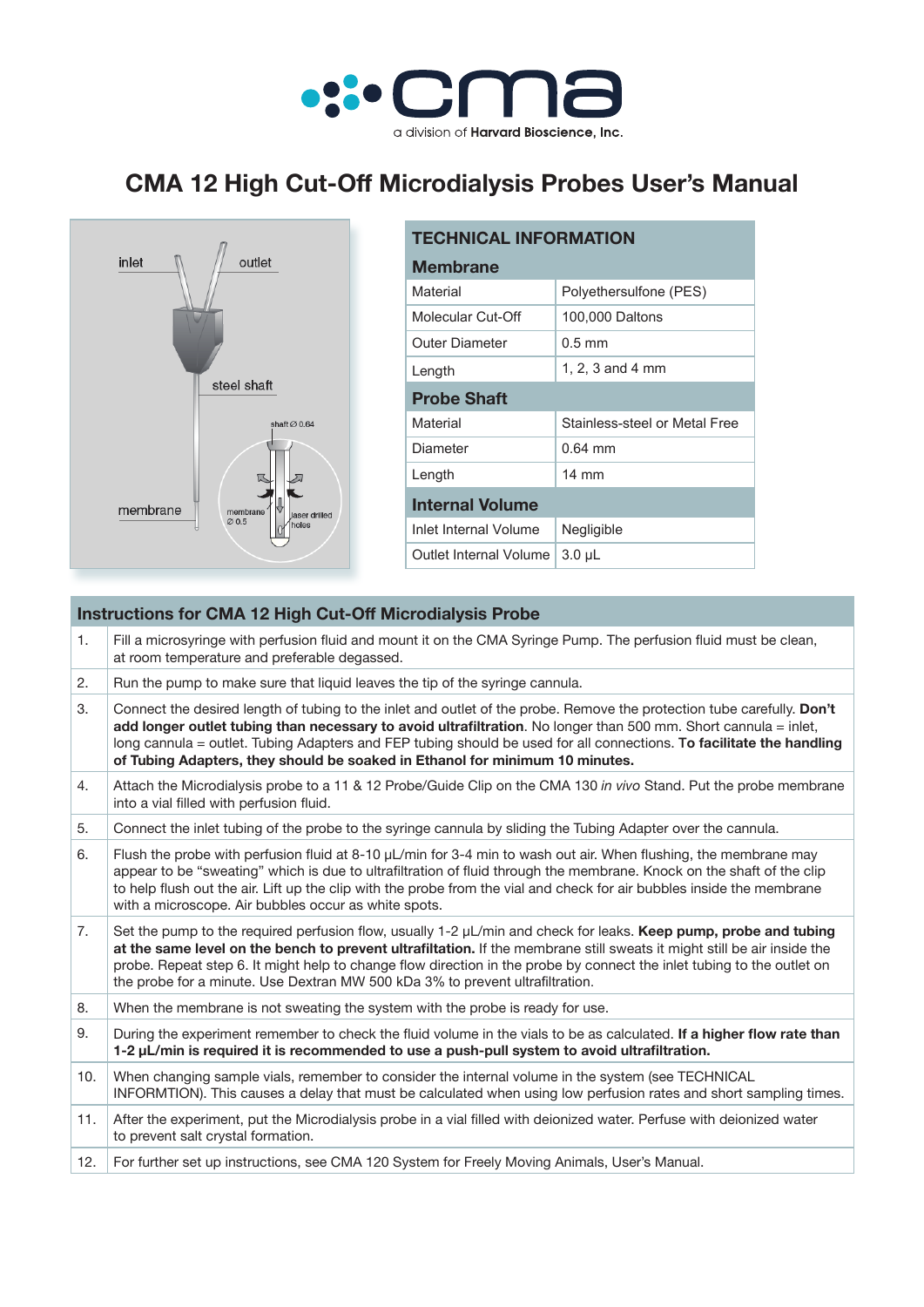a division of **Harvard Bioscience, Inc.**

# CMA 12 High Cut-Off Microdialysis Probes User's Manual

| TECHNICAL INFORMATION | |
|---|---|
| **Membrane** | |
| Material | Polyethersulfone (PES) |
| Molecular Cut-Off | 100,000 Daltons |
| Outer Diameter | 0.5 mm |
| Length | 1, 2, 3 and 4 mm |
| **Probe Shaft** | |
| Material | Stainless-steel or Metal Free |
| Diameter | 0.64 mm |
| Length | 14 mm |
| **Internal Volume** | |
| Inlet Internal Volume | Negligible |
| Outlet Internal Volume | 3.0 µL |

## Instructions for CMA 12 High Cut-Off Microdialysis Probe

| | |
|---|---|
| 1. | Fill a microsyringe with perfusion fluid and mount it on the CMA Syringe Pump. The perfusion fluid must be clean, at room temperature and preferable degassed. |
| 2. | Run the pump to make sure that liquid leaves the tip of the syringe cannula. |
| 3. | Connect the desired length of tubing to the inlet and outlet of the probe. Remove the protection tube carefully. **Don't add longer outlet tubing than necessary to avoid ultrafiltration**. No longer than 500 mm. Short cannula = inlet, long cannula = outlet. Tubing Adapters and FEP tubing should be used for all connections. **To facilitate the handling of Tubing Adapters, they should be soaked in Ethanol for minimum 10 minutes.** |
| 4. | Attach the Microdialysis probe to a 11 & 12 Probe/Guide Clip on the CMA 130 *in vivo* Stand. Put the probe membrane into a vial filled with perfusion fluid. |
| 5. | Connect the inlet tubing of the probe to the syringe cannula by sliding the Tubing Adapter over the cannula. |
| 6. | Flush the probe with perfusion fluid at 8-10 µL/min for 3-4 min to wash out air. When flushing, the membrane may appear to be "sweating" which is due to ultrafiltration of fluid through the membrane. Knock on the shaft of the clip to help flush out the air. Lift up the clip with the probe from the vial and check for air bubbles inside the membrane with a microscope. Air bubbles occur as white spots. |
| 7. | Set the pump to the required perfusion flow, usually 1-2 µL/min and check for leaks. **Keep pump, probe and tubing at the same level on the bench to prevent ultrafiltation.** If the membrane still sweats it might still be air inside the probe. Repeat step 6. It might help to change flow direction in the probe by connect the inlet tubing to the outlet on the probe for a minute. Use Dextran MW 500 kDa 3% to prevent ultrafiltration. |
| 8. | When the membrane is not sweating the system with the probe is ready for use. |
| 9. | During the experiment remember to check the fluid volume in the vials to be as calculated. **If a higher flow rate than 1-2 µL/min is required it is recommended to use a push-pull system to avoid ultrafiltration.** |
| 10. | When changing sample vials, remember to consider the internal volume in the system (see TECHNICAL INFORMTION). This causes a delay that must be calculated when using low perfusion rates and short sampling times. |
| 11. | After the experiment, put the Microdialysis probe in a vial filled with deionized water. Perfuse with deionized water to prevent salt crystal formation. |
| 12. | For further set up instructions, see CMA 120 System for Freely Moving Animals, User's Manual. |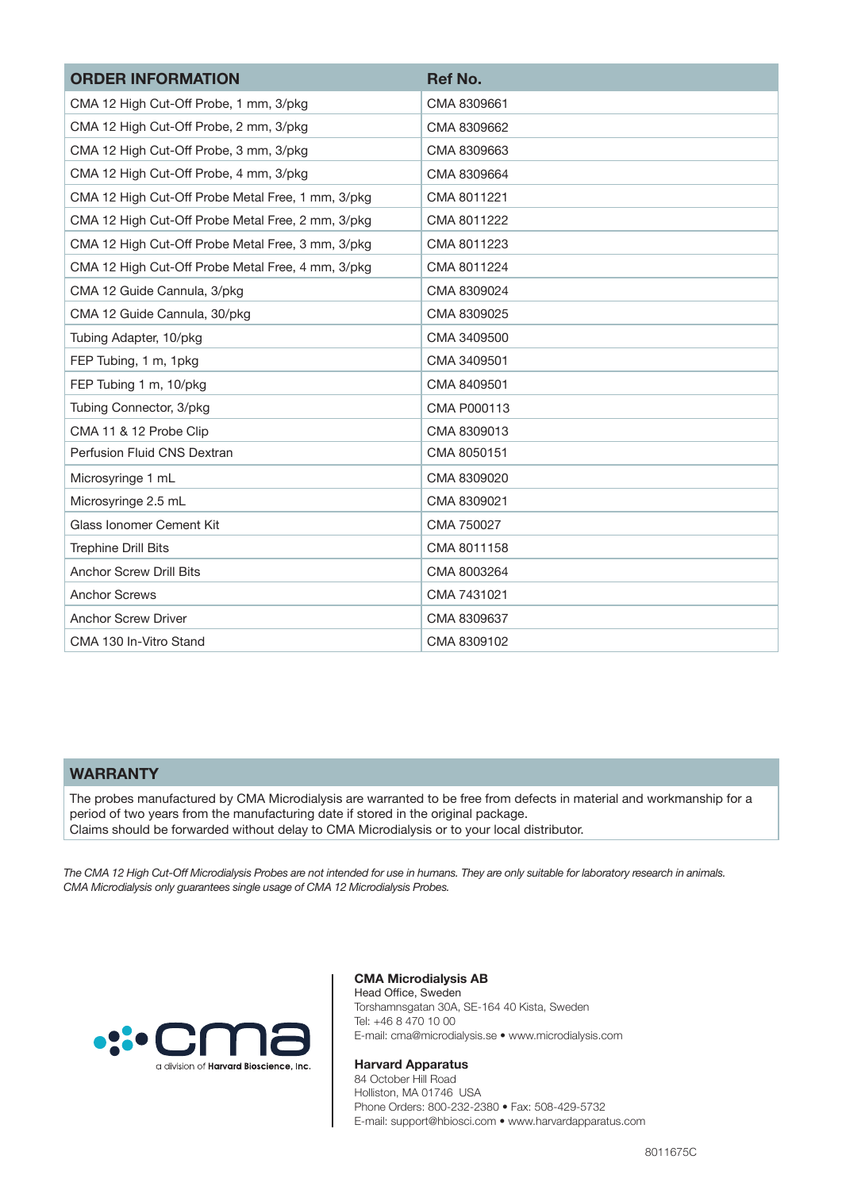| ORDER INFORMATION | Ref No. |
|---|---|
| CMA 12 High Cut-Off Probe, 1 mm, 3/pkg | CMA 8309661 |
| CMA 12 High Cut-Off Probe, 2 mm, 3/pkg | CMA 8309662 |
| CMA 12 High Cut-Off Probe, 3 mm, 3/pkg | CMA 8309663 |
| CMA 12 High Cut-Off Probe, 4 mm, 3/pkg | CMA 8309664 |
| CMA 12 High Cut-Off Probe Metal Free, 1 mm, 3/pkg | CMA 8011221 |
| CMA 12 High Cut-Off Probe Metal Free, 2 mm, 3/pkg | CMA 8011222 |
| CMA 12 High Cut-Off Probe Metal Free, 3 mm, 3/pkg | CMA 8011223 |
| CMA 12 High Cut-Off Probe Metal Free, 4 mm, 3/pkg | CMA 8011224 |
| CMA 12 Guide Cannula, 3/pkg | CMA 8309024 |
| CMA 12 Guide Cannula, 30/pkg | CMA 8309025 |
| Tubing Adapter, 10/pkg | CMA 3409500 |
| FEP Tubing, 1 m, 1pkg | CMA 3409501 |
| FEP Tubing 1 m, 10/pkg | CMA 8409501 |
| Tubing Connector, 3/pkg | CMA P000113 |
| CMA 11 & 12 Probe Clip | CMA 8309013 |
| Perfusion Fluid CNS Dextran | CMA 8050151 |
| Microsyringe 1 mL | CMA 8309020 |
| Microsyringe 2.5 mL | CMA 8309021 |
| Glass Ionomer Cement Kit | CMA 750027 |
| Trephine Drill Bits | CMA 8011158 |
| Anchor Screw Drill Bits | CMA 8003264 |
| Anchor Screws | CMA 7431021 |
| Anchor Screw Driver | CMA 8309637 |
| CMA 130 In-Vitro Stand | CMA 8309102 |

## WARRANTY

The probes manufactured by CMA Microdialysis are warranted to be free from defects in material and workmanship for a period of two years from the manufacturing date if stored in the original package.
Claims should be forwarded without delay to CMA Microdialysis or to your local distributor.

*The CMA 12 High Cut-Off Microdialysis Probes are not intended for use in humans. They are only suitable for laboratory research in animals. CMA Microdialysis only guarantees single usage of CMA 12 Microdialysis Probes.*

cma
a division of **Harvard Bioscience, Inc.**

**CMA Microdialysis AB**
Head Office, Sweden
Torshamnsgatan 30A, SE-164 40 Kista, Sweden
Tel: +46 8 470 10 00
E-mail: cma@microdialysis.se • www.microdialysis.com

**Harvard Apparatus**
84 October Hill Road
Holliston, MA 01746 USA
Phone Orders: 800-232-2380 • Fax: 508-429-5732
E-mail: support@hbiosci.com • www.harvardapparatus.com

8011675C